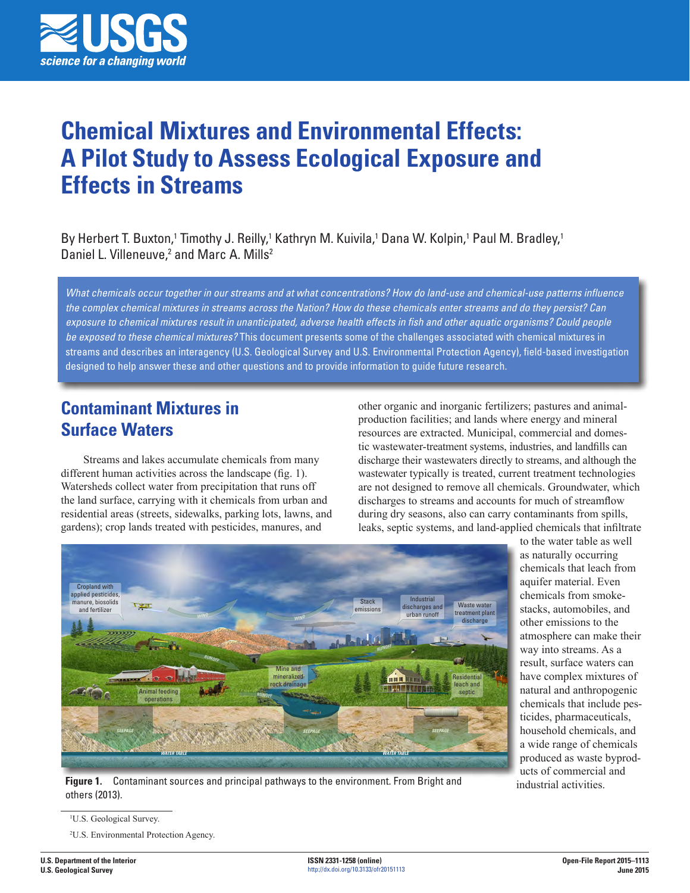# Chemical Mixtures and Environmental Effects: A Pilot Study to Assess Ecological Exposure and Effects in Streams

By Herbert T. Buxton,[1] Timothy J. Reilly,[1] Kathryn M. Kuivila,[1] Dana W. Kolpin,[1] Paul M. Bradley,[1] Daniel L. Villeneuve,[2] and Marc A. Mills[2]

*What chemicals occur together in our streams and at what concentrations? How do land-use and chemical-use patterns influence the complex chemical mixtures in streams across the Nation? How do these chemicals enter streams and do they persist? Can exposure to chemical mixtures result in unanticipated, adverse health effects in fish and other aquatic organisms? Could people be exposed to these chemical mixtures?* This document presents some of the challenges associated with chemical mixtures in streams and describes an interagency (U.S. Geological Survey and U.S. Environmental Protection Agency), field-based investigation designed to help answer these and other questions and to provide information to guide future research.

## Contaminant Mixtures in Surface Waters

Streams and lakes accumulate chemicals from many different human activities across the landscape (fig. 1). Watersheds collect water from precipitation that runs off the land surface, carrying with it chemicals from urban and residential areas (streets, sidewalks, parking lots, lawns, and gardens); crop lands treated with pesticides, manures, and other organic and inorganic fertilizers; pastures and animal-production facilities; and lands where energy and mineral resources are extracted. Municipal, commercial and domestic wastewater-treatment systems, industries, and landfills can discharge their wastewaters directly to streams, and although the wastewater typically is treated, current treatment technologies are not designed to remove all chemicals. Groundwater, which discharges to streams and accounts for much of streamflow during dry seasons, also can carry contaminants from spills, leaks, septic systems, and land-applied chemicals that infiltrate to the water table as well as naturally occurring chemicals that leach from aquifer material. Even chemicals from smokestacks, automobiles, and other emissions to the atmosphere can make their way into streams. As a result, surface waters can have complex mixtures of natural and anthropogenic chemicals that include pesticides, pharmaceuticals, household chemicals, and a wide range of chemicals produced as waste byproducts of commercial and industrial activities.

**Figure 1.** Contaminant sources and principal pathways to the environment. From Bright and others (2013).

[1]U.S. Geological Survey.

[2]U.S. Environmental Protection Agency.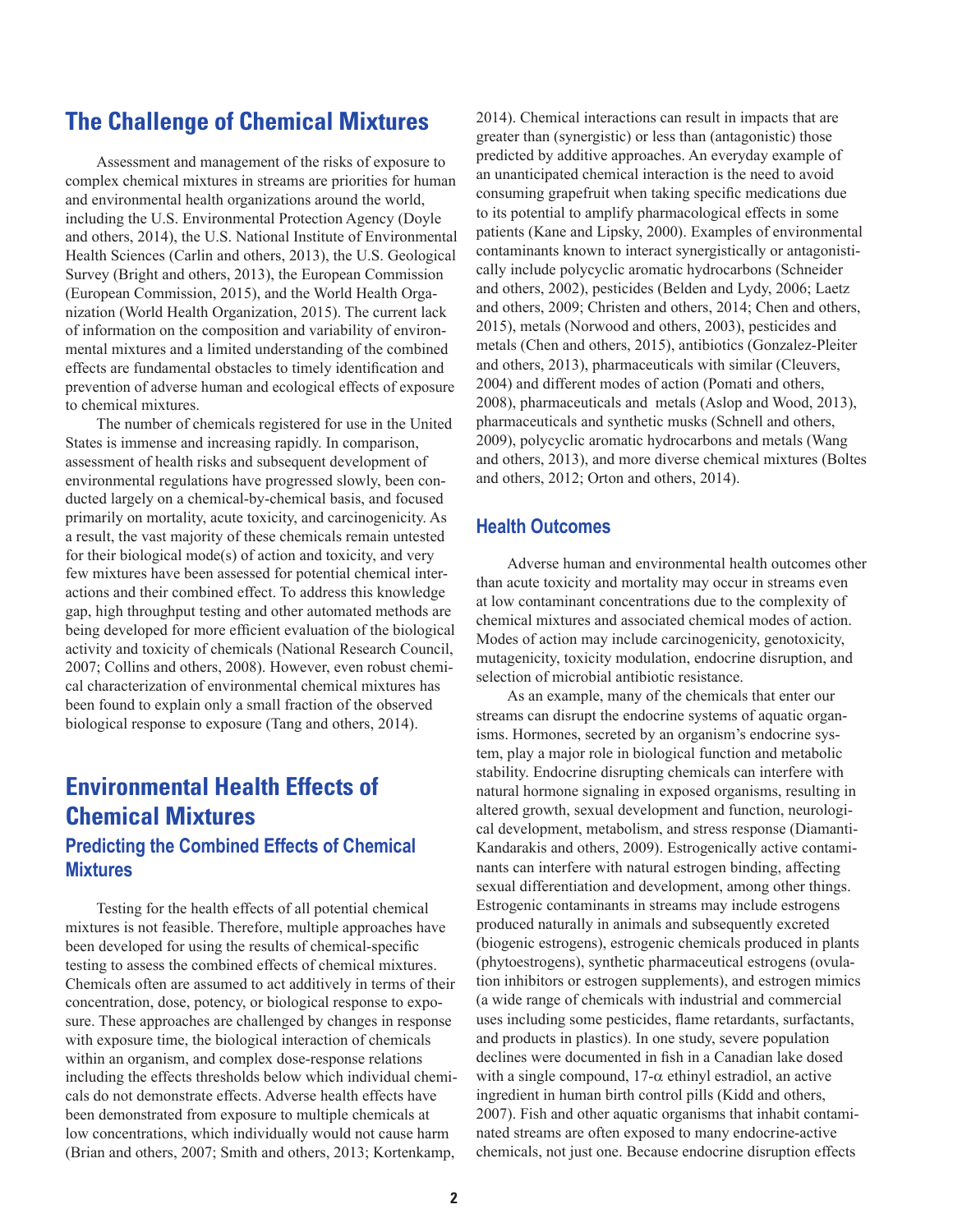## The Challenge of Chemical Mixtures

Assessment and management of the risks of exposure to complex chemical mixtures in streams are priorities for human and environmental health organizations around the world, including the U.S. Environmental Protection Agency (Doyle and others, 2014), the U.S. National Institute of Environmental Health Sciences (Carlin and others, 2013), the U.S. Geological Survey (Bright and others, 2013), the European Commission (European Commission, 2015), and the World Health Organization (World Health Organization, 2015). The current lack of information on the composition and variability of environmental mixtures and a limited understanding of the combined effects are fundamental obstacles to timely identification and prevention of adverse human and ecological effects of exposure to chemical mixtures.

The number of chemicals registered for use in the United States is immense and increasing rapidly. In comparison, assessment of health risks and subsequent development of environmental regulations have progressed slowly, been conducted largely on a chemical-by-chemical basis, and focused primarily on mortality, acute toxicity, and carcinogenicity. As a result, the vast majority of these chemicals remain untested for their biological mode(s) of action and toxicity, and very few mixtures have been assessed for potential chemical interactions and their combined effect. To address this knowledge gap, high throughput testing and other automated methods are being developed for more efficient evaluation of the biological activity and toxicity of chemicals (National Research Council, 2007; Collins and others, 2008). However, even robust chemical characterization of environmental chemical mixtures has been found to explain only a small fraction of the observed biological response to exposure (Tang and others, 2014).

## Environmental Health Effects of Chemical Mixtures

### Predicting the Combined Effects of Chemical Mixtures

Testing for the health effects of all potential chemical mixtures is not feasible. Therefore, multiple approaches have been developed for using the results of chemical-specific testing to assess the combined effects of chemical mixtures. Chemicals often are assumed to act additively in terms of their concentration, dose, potency, or biological response to exposure. These approaches are challenged by changes in response with exposure time, the biological interaction of chemicals within an organism, and complex dose-response relations including the effects thresholds below which individual chemicals do not demonstrate effects. Adverse health effects have been demonstrated from exposure to multiple chemicals at low concentrations, which individually would not cause harm (Brian and others, 2007; Smith and others, 2013; Kortenkamp, 2014). Chemical interactions can result in impacts that are greater than (synergistic) or less than (antagonistic) those predicted by additive approaches. An everyday example of an unanticipated chemical interaction is the need to avoid consuming grapefruit when taking specific medications due to its potential to amplify pharmacological effects in some patients (Kane and Lipsky, 2000). Examples of environmental contaminants known to interact synergistically or antagonistically include polycyclic aromatic hydrocarbons (Schneider and others, 2002), pesticides (Belden and Lydy, 2006; Laetz and others, 2009; Christen and others, 2014; Chen and others, 2015), metals (Norwood and others, 2003), pesticides and metals (Chen and others, 2015), antibiotics (Gonzalez-Pleiter and others, 2013), pharmaceuticals with similar (Cleuvers, 2004) and different modes of action (Pomati and others, 2008), pharmaceuticals and metals (Aslop and Wood, 2013), pharmaceuticals and synthetic musks (Schnell and others, 2009), polycyclic aromatic hydrocarbons and metals (Wang and others, 2013), and more diverse chemical mixtures (Boltes and others, 2012; Orton and others, 2014).

### Health Outcomes

Adverse human and environmental health outcomes other than acute toxicity and mortality may occur in streams even at low contaminant concentrations due to the complexity of chemical mixtures and associated chemical modes of action. Modes of action may include carcinogenicity, genotoxicity, mutagenicity, toxicity modulation, endocrine disruption, and selection of microbial antibiotic resistance.

As an example, many of the chemicals that enter our streams can disrupt the endocrine systems of aquatic organisms. Hormones, secreted by an organism's endocrine system, play a major role in biological function and metabolic stability. Endocrine disrupting chemicals can interfere with natural hormone signaling in exposed organisms, resulting in altered growth, sexual development and function, neurological development, metabolism, and stress response (Diamanti-Kandarakis and others, 2009). Estrogenically active contaminants can interfere with natural estrogen binding, affecting sexual differentiation and development, among other things. Estrogenic contaminants in streams may include estrogens produced naturally in animals and subsequently excreted (biogenic estrogens), estrogenic chemicals produced in plants (phytoestrogens), synthetic pharmaceutical estrogens (ovulation inhibitors or estrogen supplements), and estrogen mimics (a wide range of chemicals with industrial and commercial uses including some pesticides, flame retardants, surfactants, and products in plastics). In one study, severe population declines were documented in fish in a Canadian lake dosed with a single compound, 17-$\alpha$ ethinyl estradiol, an active ingredient in human birth control pills (Kidd and others, 2007). Fish and other aquatic organisms that inhabit contaminated streams are often exposed to many endocrine-active chemicals, not just one. Because endocrine disruption effects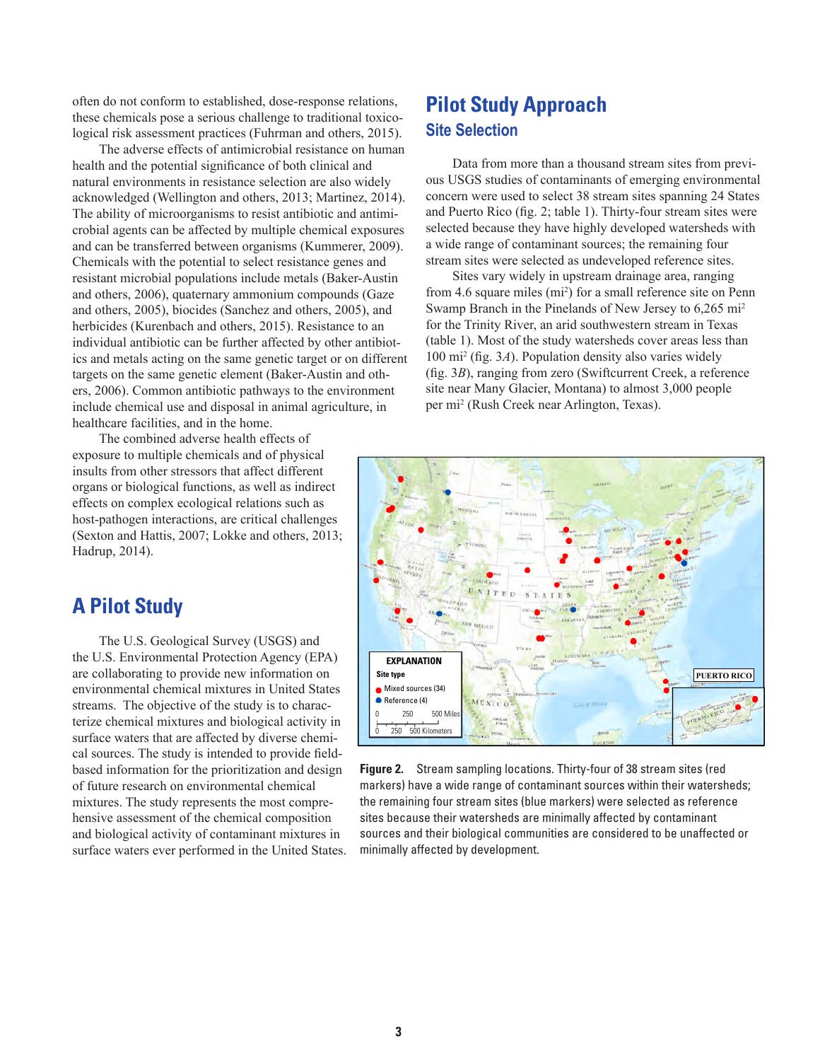often do not conform to established, dose-response relations, these chemicals pose a serious challenge to traditional toxicological risk assessment practices (Fuhrman and others, 2015).

The adverse effects of antimicrobial resistance on human health and the potential significance of both clinical and natural environments in resistance selection are also widely acknowledged (Wellington and others, 2013; Martinez, 2014). The ability of microorganisms to resist antibiotic and antimicrobial agents can be affected by multiple chemical exposures and can be transferred between organisms (Kummerer, 2009). Chemicals with the potential to select resistance genes and resistant microbial populations include metals (Baker-Austin and others, 2006), quaternary ammonium compounds (Gaze and others, 2005), biocides (Sanchez and others, 2005), and herbicides (Kurenbach and others, 2015). Resistance to an individual antibiotic can be further affected by other antibiotics and metals acting on the same genetic target or on different targets on the same genetic element (Baker-Austin and others, 2006). Common antibiotic pathways to the environment include chemical use and disposal in animal agriculture, in healthcare facilities, and in the home.

The combined adverse health effects of exposure to multiple chemicals and of physical insults from other stressors that affect different organs or biological functions, as well as indirect effects on complex ecological relations such as host-pathogen interactions, are critical challenges (Sexton and Hattis, 2007; Lokke and others, 2013; Hadrup, 2014).

## A Pilot Study

The U.S. Geological Survey (USGS) and the U.S. Environmental Protection Agency (EPA) are collaborating to provide new information on environmental chemical mixtures in United States streams. The objective of the study is to characterize chemical mixtures and biological activity in surface waters that are affected by diverse chemical sources. The study is intended to provide field-based information for the prioritization and design of future research on environmental chemical mixtures. The study represents the most comprehensive assessment of the chemical composition and biological activity of contaminant mixtures in surface waters ever performed in the United States.

## Pilot Study Approach

### Site Selection

Data from more than a thousand stream sites from previous USGS studies of contaminants of emerging environmental concern were used to select 38 stream sites spanning 24 States and Puerto Rico (fig. 2; table 1). Thirty-four stream sites were selected because they have highly developed watersheds with a wide range of contaminant sources; the remaining four stream sites were selected as undeveloped reference sites.

Sites vary widely in upstream drainage area, ranging from 4.6 square miles (mi$^2$) for a small reference site on Penn Swamp Branch in the Pinelands of New Jersey to 6,265 mi$^2$ for the Trinity River, an arid southwestern stream in Texas (table 1). Most of the study watersheds cover areas less than 100 mi$^2$ (fig. 3*A*). Population density also varies widely (fig. 3*B*), ranging from zero (Swiftcurrent Creek, a reference site near Many Glacier, Montana) to almost 3,000 people per mi$^2$ (Rush Creek near Arlington, Texas).

**Figure 2.** Stream sampling locations. Thirty-four of 38 stream sites (red markers) have a wide range of contaminant sources within their watersheds; the remaining four stream sites (blue markers) were selected as reference sites because their watersheds are minimally affected by contaminant sources and their biological communities are considered to be unaffected or minimally affected by development.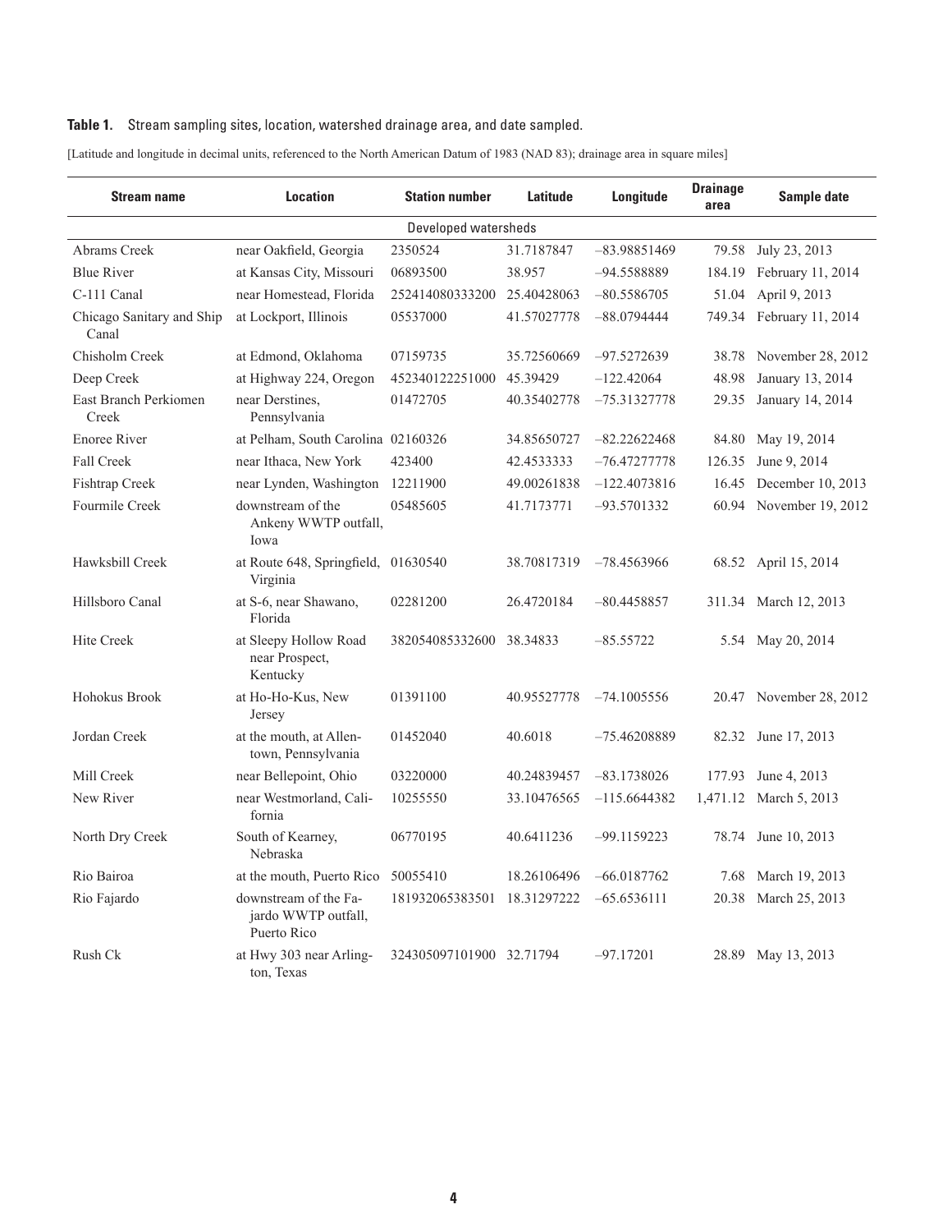**Table 1.** Stream sampling sites, location, watershed drainage area, and date sampled.

[Latitude and longitude in decimal units, referenced to the North American Datum of 1983 (NAD 83); drainage area in square miles]

| Stream name | Location | Station number | Latitude | Longitude | Drainage area | Sample date |
|---|---|---|---|---|---|---|
| Developed watersheds | | | | | | |
| Abrams Creek | near Oakfield, Georgia | 2350524 | 31.7187847 | –83.98851469 | 79.58 | July 23, 2013 |
| Blue River | at Kansas City, Missouri | 06893500 | 38.957 | –94.5588889 | 184.19 | February 11, 2014 |
| C-111 Canal | near Homestead, Florida | 252414080333200 | 25.40428063 | –80.5586705 | 51.04 | April 9, 2013 |
| Chicago Sanitary and Ship Canal | at Lockport, Illinois | 05537000 | 41.57027778 | –88.0794444 | 749.34 | February 11, 2014 |
| Chisholm Creek | at Edmond, Oklahoma | 07159735 | 35.72560669 | –97.5272639 | 38.78 | November 28, 2012 |
| Deep Creek | at Highway 224, Oregon | 452340122251000 | 45.39429 | –122.42064 | 48.98 | January 13, 2014 |
| East Branch Perkiomen Creek | near Derstines, Pennsylvania | 01472705 | 40.35402778 | –75.31327778 | 29.35 | January 14, 2014 |
| Enoree River | at Pelham, South Carolina | 02160326 | 34.85650727 | –82.22622468 | 84.80 | May 19, 2014 |
| Fall Creek | near Ithaca, New York | 423400 | 42.4533333 | –76.47277778 | 126.35 | June 9, 2014 |
| Fishtrap Creek | near Lynden, Washington | 12211900 | 49.00261838 | –122.4073816 | 16.45 | December 10, 2013 |
| Fourmile Creek | downstream of the Ankeny WWTP outfall, Iowa | 05485605 | 41.7173771 | –93.5701332 | 60.94 | November 19, 2012 |
| Hawksbill Creek | at Route 648, Springfield, Virginia | 01630540 | 38.70817319 | –78.4563966 | 68.52 | April 15, 2014 |
| Hillsboro Canal | at S-6, near Shawano, Florida | 02281200 | 26.4720184 | –80.4458857 | 311.34 | March 12, 2013 |
| Hite Creek | at Sleepy Hollow Road near Prospect, Kentucky | 382054085332600 | 38.34833 | –85.55722 | 5.54 | May 20, 2014 |
| Hohokus Brook | at Ho-Ho-Kus, New Jersey | 01391100 | 40.95527778 | –74.1005556 | 20.47 | November 28, 2012 |
| Jordan Creek | at the mouth, at Allentown, Pennsylvania | 01452040 | 40.6018 | –75.46208889 | 82.32 | June 17, 2013 |
| Mill Creek | near Bellepoint, Ohio | 03220000 | 40.24839457 | –83.1738026 | 177.93 | June 4, 2013 |
| New River | near Westmorland, California | 10255550 | 33.10476565 | –115.6644382 | 1,471.12 | March 5, 2013 |
| North Dry Creek | South of Kearney, Nebraska | 06770195 | 40.6411236 | –99.1159223 | 78.74 | June 10, 2013 |
| Rio Bairoa | at the mouth, Puerto Rico | 50055410 | 18.26106496 | –66.0187762 | 7.68 | March 19, 2013 |
| Rio Fajardo | downstream of the Fajardo WWTP outfall, Puerto Rico | 181932065383501 | 18.31297222 | –65.6536111 | 20.38 | March 25, 2013 |
| Rush Ck | at Hwy 303 near Arlington, Texas | 324305097101900 | 32.71794 | –97.17201 | 28.89 | May 13, 2013 |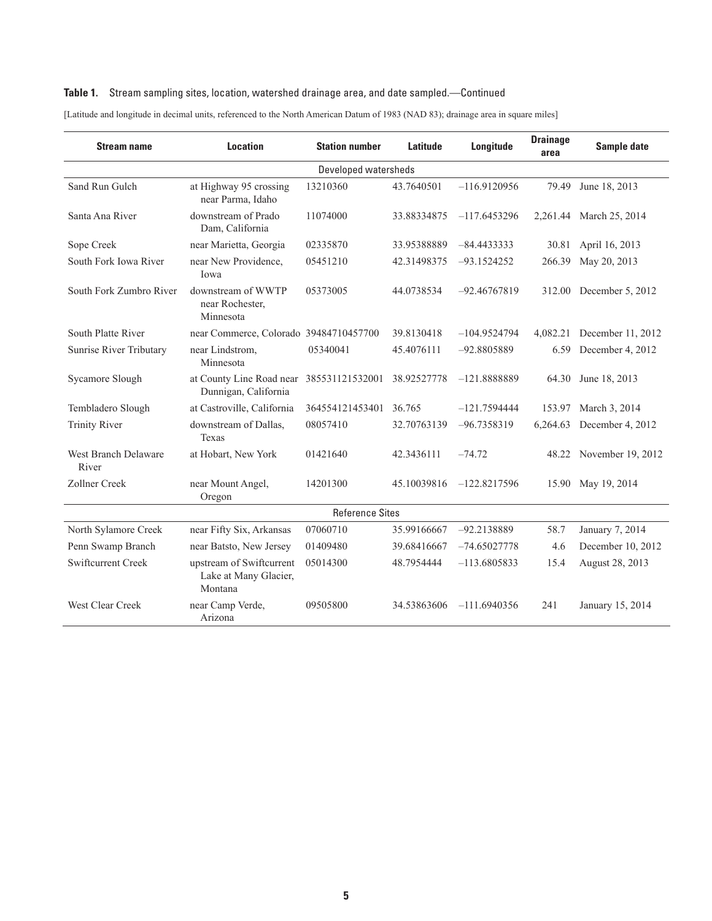**Table 1.** Stream sampling sites, location, watershed drainage area, and date sampled.—Continued

[Latitude and longitude in decimal units, referenced to the North American Datum of 1983 (NAD 83); drainage area in square miles]

| Stream name | Location | Station number | Latitude | Longitude | Drainage area | Sample date |
|---|---|---|---|---|---|---|
| Developed watersheds | | | | | | |
| Sand Run Gulch | at Highway 95 crossing near Parma, Idaho | 13210360 | 43.7640501 | –116.9120956 | 79.49 | June 18, 2013 |
| Santa Ana River | downstream of Prado Dam, California | 11074000 | 33.88334875 | –117.6453296 | 2,261.44 | March 25, 2014 |
| Sope Creek | near Marietta, Georgia | 02335870 | 33.95388889 | –84.4433333 | 30.81 | April 16, 2013 |
| South Fork Iowa River | near New Providence, Iowa | 05451210 | 42.31498375 | –93.1524252 | 266.39 | May 20, 2013 |
| South Fork Zumbro River | downstream of WWTP near Rochester, Minnesota | 05373005 | 44.0738534 | –92.46767819 | 312.00 | December 5, 2012 |
| South Platte River | near Commerce, Colorado | 39484710457700 | 39.8130418 | –104.9524794 | 4,082.21 | December 11, 2012 |
| Sunrise River Tributary | near Lindstrom, Minnesota | 05340041 | 45.4076111 | –92.8805889 | 6.59 | December 4, 2012 |
| Sycamore Slough | at County Line Road near Dunnigan, California | 385531121532001 | 38.92527778 | –121.8888889 | 64.30 | June 18, 2013 |
| Tembladero Slough | at Castroville, California | 364554121453401 | 36.765 | –121.7594444 | 153.97 | March 3, 2014 |
| Trinity River | downstream of Dallas, Texas | 08057410 | 32.70763139 | –96.7358319 | 6,264.63 | December 4, 2012 |
| West Branch Delaware River | at Hobart, New York | 01421640 | 42.3436111 | –74.72 | 48.22 | November 19, 2012 |
| Zollner Creek | near Mount Angel, Oregon | 14201300 | 45.10039816 | –122.8217596 | 15.90 | May 19, 2014 |
| Reference Sites | | | | | | |
| North Sylamore Creek | near Fifty Six, Arkansas | 07060710 | 35.99166667 | –92.2138889 | 58.7 | January 7, 2014 |
| Penn Swamp Branch | near Batsto, New Jersey | 01409480 | 39.68416667 | –74.65027778 | 4.6 | December 10, 2012 |
| Swiftcurrent Creek | upstream of Swiftcurrent Lake at Many Glacier, Montana | 05014300 | 48.7954444 | –113.6805833 | 15.4 | August 28, 2013 |
| West Clear Creek | near Camp Verde, Arizona | 09505800 | 34.53863606 | –111.6940356 | 241 | January 15, 2014 |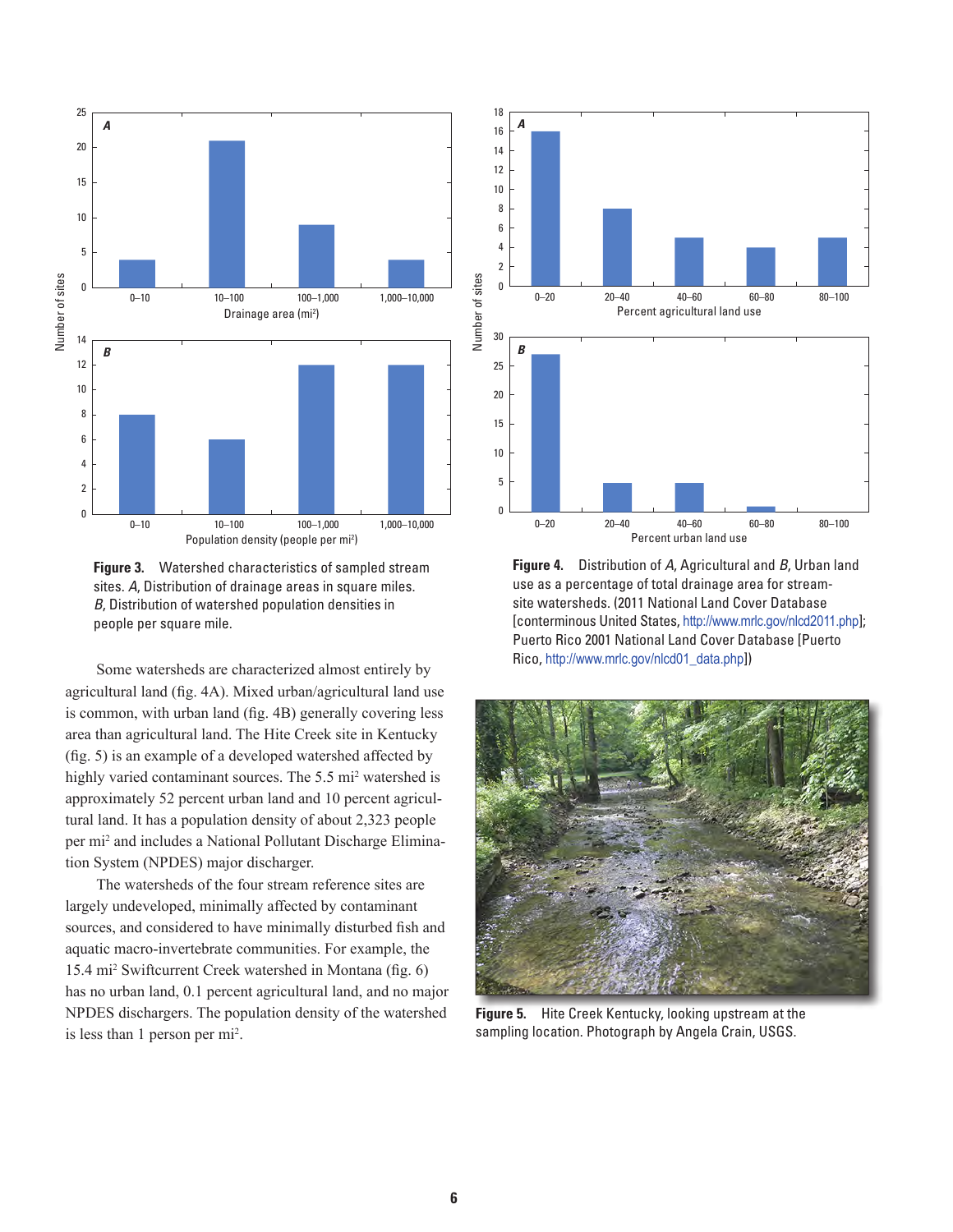Figure 3. Watershed characteristics of sampled stream sites. *A*, Distribution of drainage areas in square miles. *B*, Distribution of watershed population densities in people per square mile.

Some watersheds are characterized almost entirely by agricultural land (fig. 4A). Mixed urban/agricultural land use is common, with urban land (fig. 4B) generally covering less area than agricultural land. The Hite Creek site in Kentucky (fig. 5) is an example of a developed watershed affected by highly varied contaminant sources. The 5.5 mi$^2$ watershed is approximately 52 percent urban land and 10 percent agricultural land. It has a population density of about 2,323 people per mi$^2$ and includes a National Pollutant Discharge Elimination System (NPDES) major discharger.

The watersheds of the four stream reference sites are largely undeveloped, minimally affected by contaminant sources, and considered to have minimally disturbed fish and aquatic macro-invertebrate communities. For example, the 15.4 mi$^2$ Swiftcurrent Creek watershed in Montana (fig. 6) has no urban land, 0.1 percent agricultural land, and no major NPDES dischargers. The population density of the watershed is less than 1 person per mi$^2$.

Figure 4. Distribution of *A*, Agricultural and *B*, Urban land use as a percentage of total drainage area for stream-site watersheds. (2011 National Land Cover Database [conterminous United States, http://www.mrlc.gov/nlcd2011.php]; Puerto Rico 2001 National Land Cover Database [Puerto Rico, http://www.mrlc.gov/nlcd01_data.php])

Figure 5. Hite Creek Kentucky, looking upstream at the sampling location. Photograph by Angela Crain, USGS.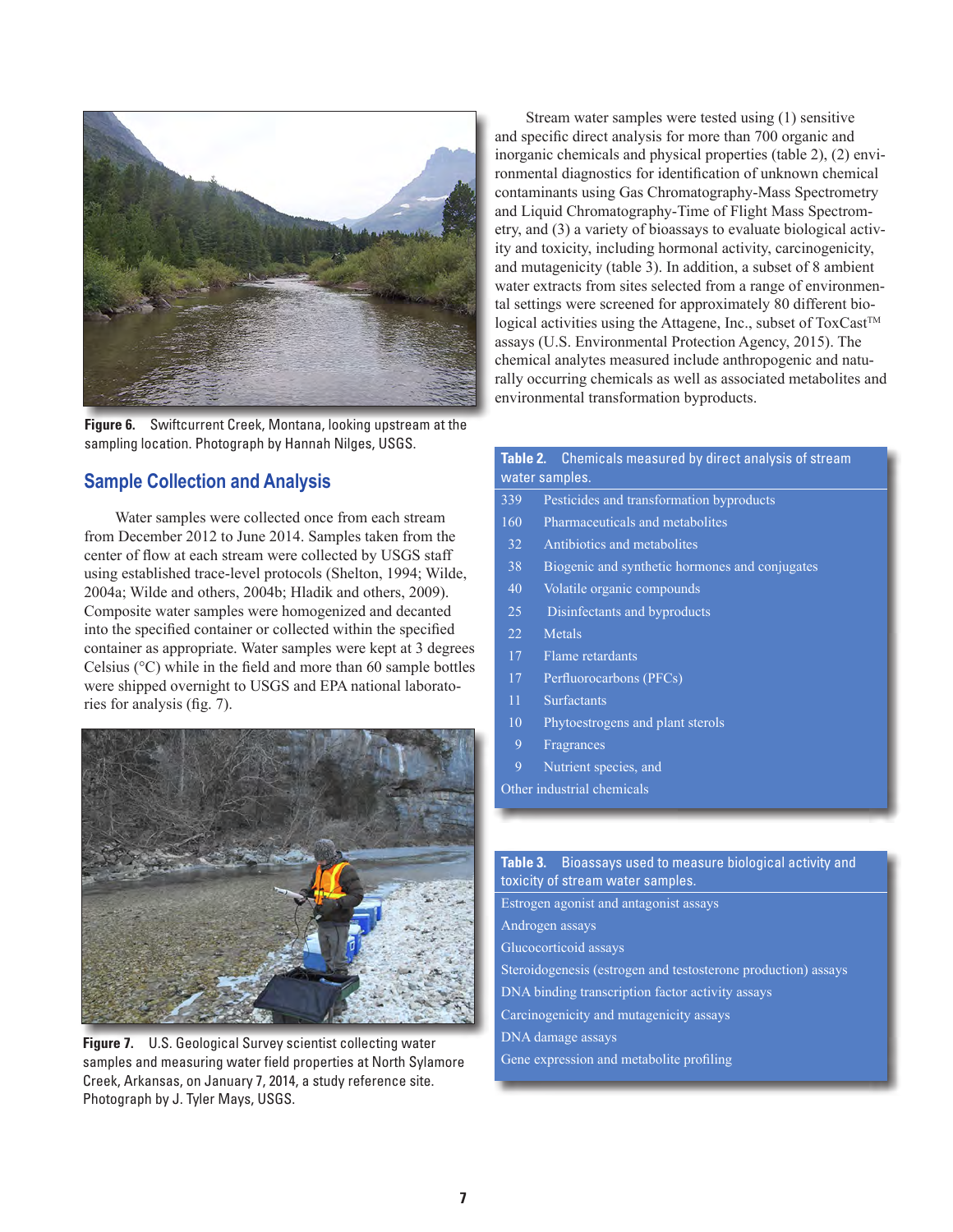Figure 6. Swiftcurrent Creek, Montana, looking upstream at the sampling location. Photograph by Hannah Nilges, USGS.

## Sample Collection and Analysis

Water samples were collected once from each stream from December 2012 to June 2014. Samples taken from the center of flow at each stream were collected by USGS staff using established trace-level protocols (Shelton, 1994; Wilde, 2004a; Wilde and others, 2004b; Hladik and others, 2009). Composite water samples were homogenized and decanted into the specified container or collected within the specified container as appropriate. Water samples were kept at 3 degrees Celsius (°C) while in the field and more than 60 sample bottles were shipped overnight to USGS and EPA national laboratories for analysis (fig. 7).

Figure 7. U.S. Geological Survey scientist collecting water samples and measuring water field properties at North Sylamore Creek, Arkansas, on January 7, 2014, a study reference site. Photograph by J. Tyler Mays, USGS.

Stream water samples were tested using (1) sensitive and specific direct analysis for more than 700 organic and inorganic chemicals and physical properties (table 2), (2) environmental diagnostics for identification of unknown chemical contaminants using Gas Chromatography-Mass Spectrometry and Liquid Chromatography-Time of Flight Mass Spectrometry, and (3) a variety of bioassays to evaluate biological activity and toxicity, including hormonal activity, carcinogenicity, and mutagenicity (table 3). In addition, a subset of 8 ambient water extracts from sites selected from a range of environmental settings were screened for approximately 80 different biological activities using the Attagene, Inc., subset of ToxCast™ assays (U.S. Environmental Protection Agency, 2015). The chemical analytes measured include anthropogenic and naturally occurring chemicals as well as associated metabolites and environmental transformation byproducts.

**Table 2.** Chemicals measured by direct analysis of stream water samples.

| Number | Chemical group |
|---|---|
| 339 | Pesticides and transformation byproducts |
| 160 | Pharmaceuticals and metabolites |
| 32 | Antibiotics and metabolites |
| 38 | Biogenic and synthetic hormones and conjugates |
| 40 | Volatile organic compounds |
| 25 | Disinfectants and byproducts |
| 22 | Metals |
| 17 | Flame retardants |
| 17 | Perfluorocarbons (PFCs) |
| 11 | Surfactants |
| 10 | Phytoestrogens and plant sterols |
| 9 | Fragrances |
| 9 | Nutrient species, and |
| | Other industrial chemicals |

**Table 3.** Bioassays used to measure biological activity and toxicity of stream water samples.

| Bioassay |
|---|
| Estrogen agonist and antagonist assays |
| Androgen assays |
| Glucocorticoid assays |
| Steroidogenesis (estrogen and testosterone production) assays |
| DNA binding transcription factor activity assays |
| Carcinogenicity and mutagenicity assays |
| DNA damage assays |
| Gene expression and metabolite profiling |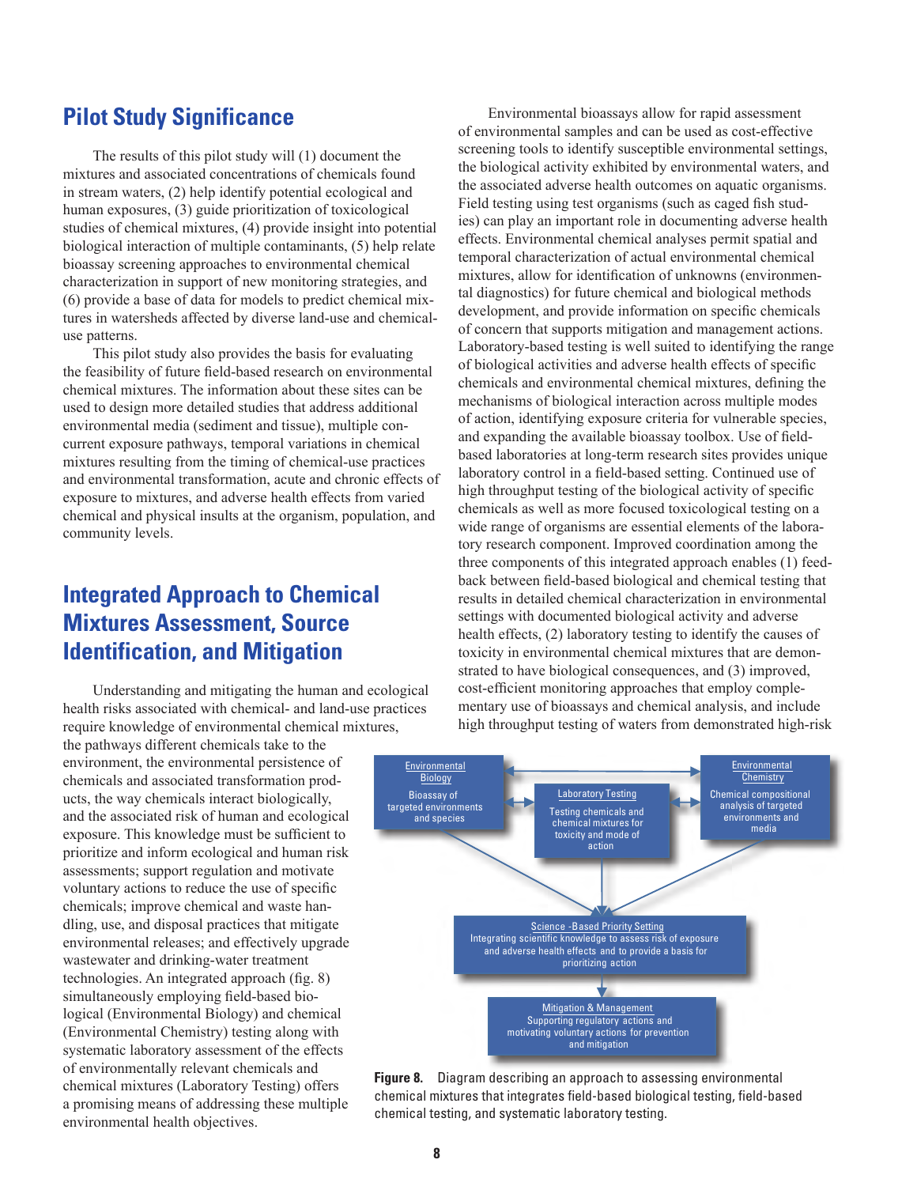## Pilot Study Significance

The results of this pilot study will (1) document the mixtures and associated concentrations of chemicals found in stream waters, (2) help identify potential ecological and human exposures, (3) guide prioritization of toxicological studies of chemical mixtures, (4) provide insight into potential biological interaction of multiple contaminants, (5) help relate bioassay screening approaches to environmental chemical characterization in support of new monitoring strategies, and (6) provide a base of data for models to predict chemical mixtures in watersheds affected by diverse land-use and chemical-use patterns.

This pilot study also provides the basis for evaluating the feasibility of future field-based research on environmental chemical mixtures. The information about these sites can be used to design more detailed studies that address additional environmental media (sediment and tissue), multiple concurrent exposure pathways, temporal variations in chemical mixtures resulting from the timing of chemical-use practices and environmental transformation, acute and chronic effects of exposure to mixtures, and adverse health effects from varied chemical and physical insults at the organism, population, and community levels.

## Integrated Approach to Chemical Mixtures Assessment, Source Identification, and Mitigation

Understanding and mitigating the human and ecological health risks associated with chemical- and land-use practices require knowledge of environmental chemical mixtures, the pathways different chemicals take to the environment, the environmental persistence of chemicals and associated transformation products, the way chemicals interact biologically, and the associated risk of human and ecological exposure. This knowledge must be sufficient to prioritize and inform ecological and human risk assessments; support regulation and motivate voluntary actions to reduce the use of specific chemicals; improve chemical and waste handling, use, and disposal practices that mitigate environmental releases; and effectively upgrade wastewater and drinking-water treatment technologies. An integrated approach (fig. 8) simultaneously employing field-based biological (Environmental Biology) and chemical (Environmental Chemistry) testing along with systematic laboratory assessment of the effects of environmentally relevant chemicals and chemical mixtures (Laboratory Testing) offers a promising means of addressing these multiple environmental health objectives.

Environmental bioassays allow for rapid assessment of environmental samples and can be used as cost-effective screening tools to identify susceptible environmental settings, the biological activity exhibited by environmental waters, and the associated adverse health outcomes on aquatic organisms. Field testing using test organisms (such as caged fish studies) can play an important role in documenting adverse health effects. Environmental chemical analyses permit spatial and temporal characterization of actual environmental chemical mixtures, allow for identification of unknowns (environmental diagnostics) for future chemical and biological methods development, and provide information on specific chemicals of concern that supports mitigation and management actions. Laboratory-based testing is well suited to identifying the range of biological activities and adverse health effects of specific chemicals and environmental chemical mixtures, defining the mechanisms of biological interaction across multiple modes of action, identifying exposure criteria for vulnerable species, and expanding the available bioassay toolbox. Use of field-based laboratories at long-term research sites provides unique laboratory control in a field-based setting. Continued use of high throughput testing of the biological activity of specific chemicals as well as more focused toxicological testing on a wide range of organisms are essential elements of the laboratory research component. Improved coordination among the three components of this integrated approach enables (1) feedback between field-based biological and chemical testing that results in detailed chemical characterization in environmental settings with documented biological activity and adverse health effects, (2) laboratory testing to identify the causes of toxicity in environmental chemical mixtures that are demonstrated to have biological consequences, and (3) improved, cost-efficient monitoring approaches that employ complementary use of bioassays and chemical analysis, and include high throughput testing of waters from demonstrated high-risk

Environmental Biology: Bioassay of targeted environments and species

Laboratory Testing: Testing chemicals and chemical mixtures for toxicity and mode of action

Environmental Chemistry: Chemical compositional analysis of targeted environments and media

Science-Based Priority Setting: Integrating scientific knowledge to assess risk of exposure and adverse health effects and to provide a basis for prioritizing action

Mitigation & Management: Supporting regulatory actions and motivating voluntary actions for prevention and mitigation

**Figure 8.** Diagram describing an approach to assessing environmental chemical mixtures that integrates field-based biological testing, field-based chemical testing, and systematic laboratory testing.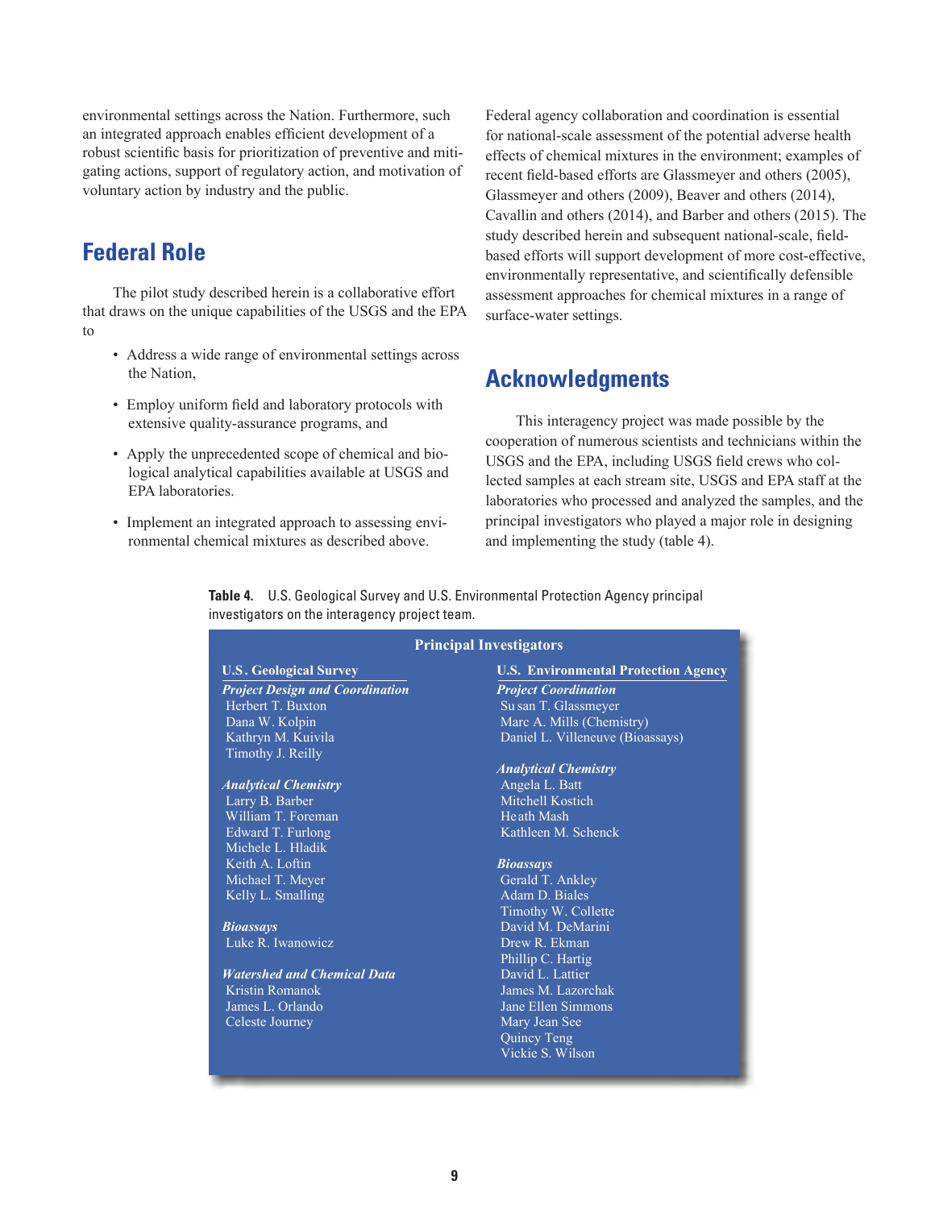environmental settings across the Nation. Furthermore, such an integrated approach enables efficient development of a robust scientific basis for prioritization of preventive and mitigating actions, support of regulatory action, and motivation of voluntary action by industry and the public.

## Federal Role

The pilot study described herein is a collaborative effort that draws on the unique capabilities of the USGS and the EPA to

- Address a wide range of environmental settings across the Nation,
- Employ uniform field and laboratory protocols with extensive quality-assurance programs, and
- Apply the unprecedented scope of chemical and biological analytical capabilities available at USGS and EPA laboratories.
- Implement an integrated approach to assessing environmental chemical mixtures as described above.

Federal agency collaboration and coordination is essential for national-scale assessment of the potential adverse health effects of chemical mixtures in the environment; examples of recent field-based efforts are Glassmeyer and others (2005), Glassmeyer and others (2009), Beaver and others (2014), Cavallin and others (2014), and Barber and others (2015). The study described herein and subsequent national-scale, field-based efforts will support development of more cost-effective, environmentally representative, and scientifically defensible assessment approaches for chemical mixtures in a range of surface-water settings.

## Acknowledgments

This interagency project was made possible by the cooperation of numerous scientists and technicians within the USGS and the EPA, including USGS field crews who collected samples at each stream site, USGS and EPA staff at the laboratories who processed and analyzed the samples, and the principal investigators who played a major role in designing and implementing the study (table 4).

**Table 4.** U.S. Geological Survey and U.S. Environmental Protection Agency principal investigators on the interagency project team.

| Principal Investigators | |
|---|---|
| **U.S. Geological Survey** | **U.S. Environmental Protection Agency** |
| ***Project Design and Coordination*** | ***Project Coordination*** |
| Herbert T. Buxton | Susan T. Glassmeyer |
| Dana W. Kolpin | Marc A. Mills (Chemistry) |
| Kathryn M. Kuivila | Daniel L. Villeneuve (Bioassays) |
| Timothy J. Reilly | |
| ***Analytical Chemistry*** | ***Analytical Chemistry*** |
| Larry B. Barber | Angela L. Batt |
| William T. Foreman | Mitchell Kostich |
| Edward T. Furlong | Heath Mash |
| Michele L. Hladik | Kathleen M. Schenck |
| Keith A. Loftin | |
| Michael T. Meyer | ***Bioassays*** |
| Kelly L. Smalling | Gerald T. Ankley |
| | Adam D. Biales |
| ***Bioassays*** | Timothy W. Collette |
| Luke R. Iwanowicz | David M. DeMarini |
| | Drew R. Ekman |
| ***Watershed and Chemical Data*** | Phillip C. Hartig |
| Kristin Romanok | David L. Lattier |
| James L. Orlando | James M. Lazorchak |
| Celeste Journey | Jane Ellen Simmons |
| | Mary Jean See |
| | Quincy Teng |
| | Vickie S. Wilson |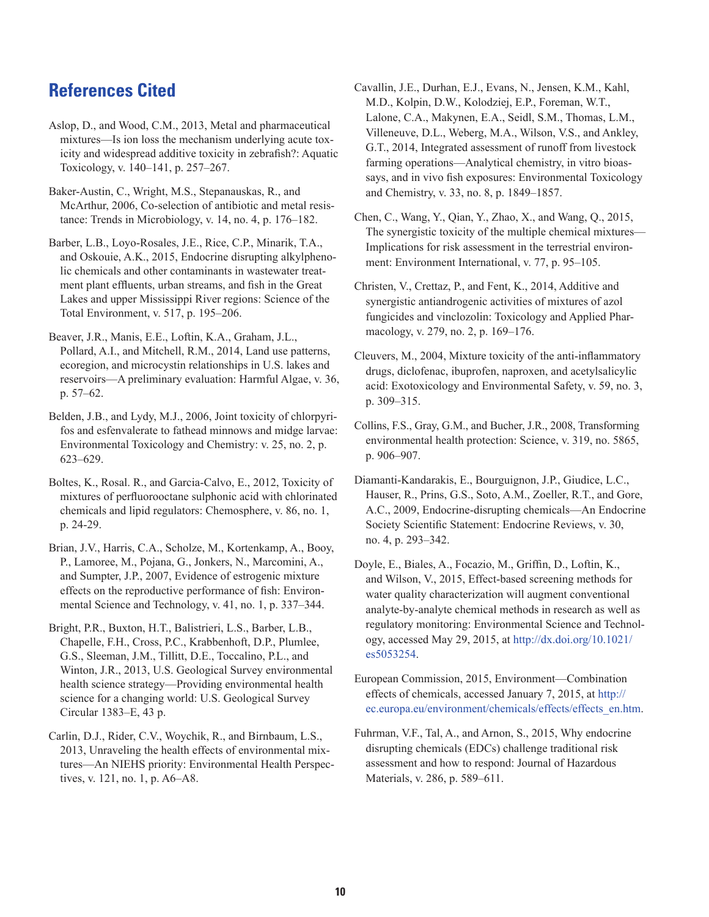## References Cited

Aslop, D., and Wood, C.M., 2013, Metal and pharmaceutical mixtures—Is ion loss the mechanism underlying acute toxicity and widespread additive toxicity in zebrafish?: Aquatic Toxicology, v. 140–141, p. 257–267.

Baker-Austin, C., Wright, M.S., Stepanauskas, R., and McArthur, 2006, Co-selection of antibiotic and metal resistance: Trends in Microbiology, v. 14, no. 4, p. 176–182.

Barber, L.B., Loyo-Rosales, J.E., Rice, C.P., Minarik, T.A., and Oskouie, A.K., 2015, Endocrine disrupting alkylphenolic chemicals and other contaminants in wastewater treatment plant effluents, urban streams, and fish in the Great Lakes and upper Mississippi River regions: Science of the Total Environment, v. 517, p. 195–206.

Beaver, J.R., Manis, E.E., Loftin, K.A., Graham, J.L., Pollard, A.I., and Mitchell, R.M., 2014, Land use patterns, ecoregion, and microcystin relationships in U.S. lakes and reservoirs—A preliminary evaluation: Harmful Algae, v. 36, p. 57–62.

Belden, J.B., and Lydy, M.J., 2006, Joint toxicity of chlorpyrifos and esfenvalerate to fathead minnows and midge larvae: Environmental Toxicology and Chemistry: v. 25, no. 2, p. 623–629.

Boltes, K., Rosal. R., and Garcia-Calvo, E., 2012, Toxicity of mixtures of perfluorooctane sulphonic acid with chlorinated chemicals and lipid regulators: Chemosphere, v. 86, no. 1, p. 24-29.

Brian, J.V., Harris, C.A., Scholze, M., Kortenkamp, A., Booy, P., Lamoree, M., Pojana, G., Jonkers, N., Marcomini, A., and Sumpter, J.P., 2007, Evidence of estrogenic mixture effects on the reproductive performance of fish: Environmental Science and Technology, v. 41, no. 1, p. 337–344.

Bright, P.R., Buxton, H.T., Balistrieri, L.S., Barber, L.B., Chapelle, F.H., Cross, P.C., Krabbenhoft, D.P., Plumlee, G.S., Sleeman, J.M., Tillitt, D.E., Toccalino, P.L., and Winton, J.R., 2013, U.S. Geological Survey environmental health science strategy—Providing environmental health science for a changing world: U.S. Geological Survey Circular 1383–E, 43 p.

Carlin, D.J., Rider, C.V., Woychik, R., and Birnbaum, L.S., 2013, Unraveling the health effects of environmental mixtures—An NIEHS priority: Environmental Health Perspectives, v. 121, no. 1, p. A6–A8.

Cavallin, J.E., Durhan, E.J., Evans, N., Jensen, K.M., Kahl, M.D., Kolpin, D.W., Kolodziej, E.P., Foreman, W.T., Lalone, C.A., Makynen, E.A., Seidl, S.M., Thomas, L.M., Villeneuve, D.L., Weberg, M.A., Wilson, V.S., and Ankley, G.T., 2014, Integrated assessment of runoff from livestock farming operations—Analytical chemistry, in vitro bioassays, and in vivo fish exposures: Environmental Toxicology and Chemistry, v. 33, no. 8, p. 1849–1857.

Chen, C., Wang, Y., Qian, Y., Zhao, X., and Wang, Q., 2015, The synergistic toxicity of the multiple chemical mixtures—Implications for risk assessment in the terrestrial environment: Environment International, v. 77, p. 95–105.

Christen, V., Crettaz, P., and Fent, K., 2014, Additive and synergistic antiandrogenic activities of mixtures of azol fungicides and vinclozolin: Toxicology and Applied Pharmacology, v. 279, no. 2, p. 169–176.

Cleuvers, M., 2004, Mixture toxicity of the anti-inflammatory drugs, diclofenac, ibuprofen, naproxen, and acetylsalicylic acid: Exotoxicology and Environmental Safety, v. 59, no. 3, p. 309–315.

Collins, F.S., Gray, G.M., and Bucher, J.R., 2008, Transforming environmental health protection: Science, v. 319, no. 5865, p. 906–907.

Diamanti-Kandarakis, E., Bourguignon, J.P., Giudice, L.C., Hauser, R., Prins, G.S., Soto, A.M., Zoeller, R.T., and Gore, A.C., 2009, Endocrine-disrupting chemicals—An Endocrine Society Scientific Statement: Endocrine Reviews, v. 30, no. 4, p. 293–342.

Doyle, E., Biales, A., Focazio, M., Griffin, D., Loftin, K., and Wilson, V., 2015, Effect-based screening methods for water quality characterization will augment conventional analyte-by-analyte chemical methods in research as well as regulatory monitoring: Environmental Science and Technology, accessed May 29, 2015, at http://dx.doi.org/10.1021/es5053254.

European Commission, 2015, Environment—Combination effects of chemicals, accessed January 7, 2015, at http://ec.europa.eu/environment/chemicals/effects/effects_en.htm.

Fuhrman, V.F., Tal, A., and Arnon, S., 2015, Why endocrine disrupting chemicals (EDCs) challenge traditional risk assessment and how to respond: Journal of Hazardous Materials, v. 286, p. 589–611.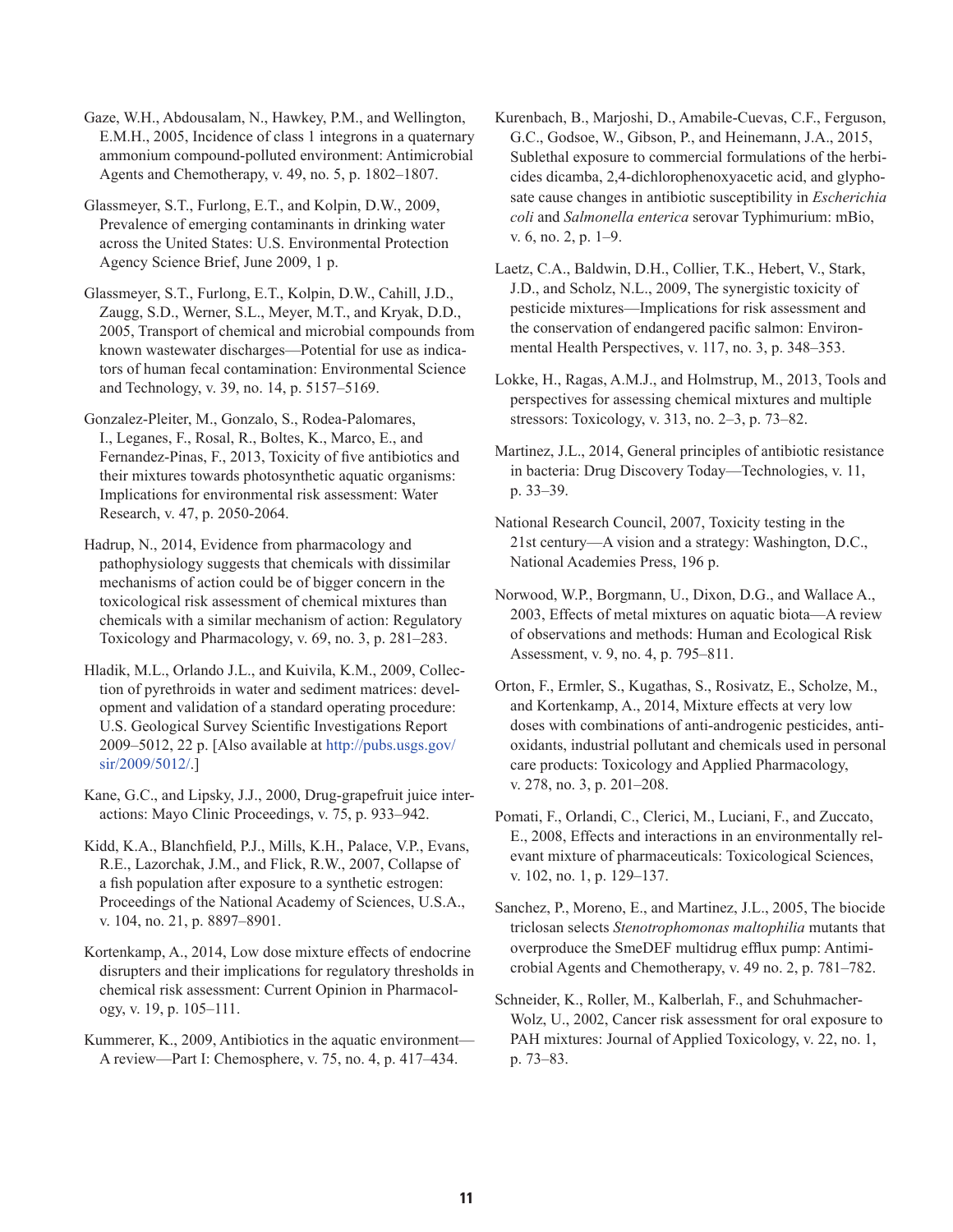Gaze, W.H., Abdousalam, N., Hawkey, P.M., and Wellington, E.M.H., 2005, Incidence of class 1 integrons in a quaternary ammonium compound-polluted environment: Antimicrobial Agents and Chemotherapy, v. 49, no. 5, p. 1802–1807.

Glassmeyer, S.T., Furlong, E.T., and Kolpin, D.W., 2009, Prevalence of emerging contaminants in drinking water across the United States: U.S. Environmental Protection Agency Science Brief, June 2009, 1 p.

Glassmeyer, S.T., Furlong, E.T., Kolpin, D.W., Cahill, J.D., Zaugg, S.D., Werner, S.L., Meyer, M.T., and Kryak, D.D., 2005, Transport of chemical and microbial compounds from known wastewater discharges—Potential for use as indicators of human fecal contamination: Environmental Science and Technology, v. 39, no. 14, p. 5157–5169.

Gonzalez-Pleiter, M., Gonzalo, S., Rodea-Palomares, I., Leganes, F., Rosal, R., Boltes, K., Marco, E., and Fernandez-Pinas, F., 2013, Toxicity of five antibiotics and their mixtures towards photosynthetic aquatic organisms: Implications for environmental risk assessment: Water Research, v. 47, p. 2050-2064.

Hadrup, N., 2014, Evidence from pharmacology and pathophysiology suggests that chemicals with dissimilar mechanisms of action could be of bigger concern in the toxicological risk assessment of chemical mixtures than chemicals with a similar mechanism of action: Regulatory Toxicology and Pharmacology, v. 69, no. 3, p. 281–283.

Hladik, M.L., Orlando J.L., and Kuivila, K.M., 2009, Collection of pyrethroids in water and sediment matrices: development and validation of a standard operating procedure: U.S. Geological Survey Scientific Investigations Report 2009–5012, 22 p. [Also available at http://pubs.usgs.gov/sir/2009/5012/.]

Kane, G.C., and Lipsky, J.J., 2000, Drug-grapefruit juice interactions: Mayo Clinic Proceedings, v. 75, p. 933–942.

Kidd, K.A., Blanchfield, P.J., Mills, K.H., Palace, V.P., Evans, R.E., Lazorchak, J.M., and Flick, R.W., 2007, Collapse of a fish population after exposure to a synthetic estrogen: Proceedings of the National Academy of Sciences, U.S.A., v. 104, no. 21, p. 8897–8901.

Kortenkamp, A., 2014, Low dose mixture effects of endocrine disrupters and their implications for regulatory thresholds in chemical risk assessment: Current Opinion in Pharmacology, v. 19, p. 105–111.

Kummerer, K., 2009, Antibiotics in the aquatic environment—A review—Part I: Chemosphere, v. 75, no. 4, p. 417–434.

Kurenbach, B., Marjoshi, D., Amabile-Cuevas, C.F., Ferguson, G.C., Godsoe, W., Gibson, P., and Heinemann, J.A., 2015, Sublethal exposure to commercial formulations of the herbicides dicamba, 2,4-dichlorophenoxyacetic acid, and glyphosate cause changes in antibiotic susceptibility in *Escherichia coli* and *Salmonella enterica* serovar Typhimurium: mBio, v. 6, no. 2, p. 1–9.

Laetz, C.A., Baldwin, D.H., Collier, T.K., Hebert, V., Stark, J.D., and Scholz, N.L., 2009, The synergistic toxicity of pesticide mixtures—Implications for risk assessment and the conservation of endangered pacific salmon: Environmental Health Perspectives, v. 117, no. 3, p. 348–353.

Lokke, H., Ragas, A.M.J., and Holmstrup, M., 2013, Tools and perspectives for assessing chemical mixtures and multiple stressors: Toxicology, v. 313, no. 2–3, p. 73–82.

Martinez, J.L., 2014, General principles of antibiotic resistance in bacteria: Drug Discovery Today—Technologies, v. 11, p. 33–39.

National Research Council, 2007, Toxicity testing in the 21st century—A vision and a strategy: Washington, D.C., National Academies Press, 196 p.

Norwood, W.P., Borgmann, U., Dixon, D.G., and Wallace A., 2003, Effects of metal mixtures on aquatic biota—A review of observations and methods: Human and Ecological Risk Assessment, v. 9, no. 4, p. 795–811.

Orton, F., Ermler, S., Kugathas, S., Rosivatz, E., Scholze, M., and Kortenkamp, A., 2014, Mixture effects at very low doses with combinations of anti-androgenic pesticides, antioxidants, industrial pollutant and chemicals used in personal care products: Toxicology and Applied Pharmacology, v. 278, no. 3, p. 201–208.

Pomati, F., Orlandi, C., Clerici, M., Luciani, F., and Zuccato, E., 2008, Effects and interactions in an environmentally relevant mixture of pharmaceuticals: Toxicological Sciences, v. 102, no. 1, p. 129–137.

Sanchez, P., Moreno, E., and Martinez, J.L., 2005, The biocide triclosan selects *Stenotrophomonas maltophilia* mutants that overproduce the SmeDEF multidrug efflux pump: Antimicrobial Agents and Chemotherapy, v. 49 no. 2, p. 781–782.

Schneider, K., Roller, M., Kalberlah, F., and Schuhmacher-Wolz, U., 2002, Cancer risk assessment for oral exposure to PAH mixtures: Journal of Applied Toxicology, v. 22, no. 1, p. 73–83.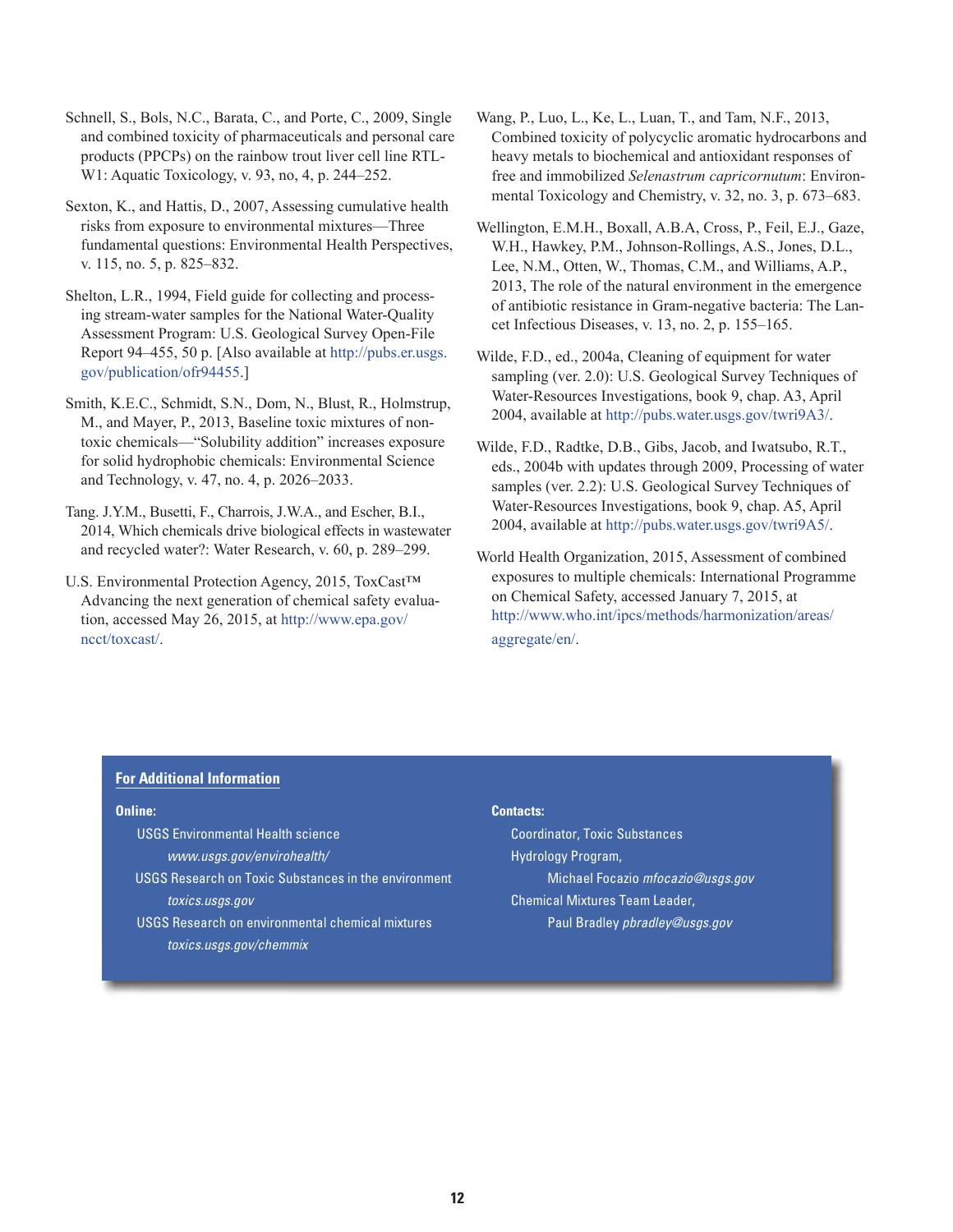Schnell, S., Bols, N.C., Barata, C., and Porte, C., 2009, Single and combined toxicity of pharmaceuticals and personal care products (PPCPs) on the rainbow trout liver cell line RTL-W1: Aquatic Toxicology, v. 93, no, 4, p. 244–252.

Sexton, K., and Hattis, D., 2007, Assessing cumulative health risks from exposure to environmental mixtures—Three fundamental questions: Environmental Health Perspectives, v. 115, no. 5, p. 825–832.

Shelton, L.R., 1994, Field guide for collecting and processing stream-water samples for the National Water-Quality Assessment Program: U.S. Geological Survey Open-File Report 94–455, 50 p. [Also available at http://pubs.er.usgs.gov/publication/ofr94455.]

Smith, K.E.C., Schmidt, S.N., Dom, N., Blust, R., Holmstrup, M., and Mayer, P., 2013, Baseline toxic mixtures of non-toxic chemicals—"Solubility addition" increases exposure for solid hydrophobic chemicals: Environmental Science and Technology, v. 47, no. 4, p. 2026–2033.

Tang. J.Y.M., Busetti, F., Charrois, J.W.A., and Escher, B.I., 2014, Which chemicals drive biological effects in wastewater and recycled water?: Water Research, v. 60, p. 289–299.

U.S. Environmental Protection Agency, 2015, ToxCast™ Advancing the next generation of chemical safety evaluation, accessed May 26, 2015, at http://www.epa.gov/ncct/toxcast/.

Wang, P., Luo, L., Ke, L., Luan, T., and Tam, N.F., 2013, Combined toxicity of polycyclic aromatic hydrocarbons and heavy metals to biochemical and antioxidant responses of free and immobilized *Selenastrum capricornutum*: Environmental Toxicology and Chemistry, v. 32, no. 3, p. 673–683.

Wellington, E.M.H., Boxall, A.B.A, Cross, P., Feil, E.J., Gaze, W.H., Hawkey, P.M., Johnson-Rollings, A.S., Jones, D.L., Lee, N.M., Otten, W., Thomas, C.M., and Williams, A.P., 2013, The role of the natural environment in the emergence of antibiotic resistance in Gram-negative bacteria: The Lancet Infectious Diseases, v. 13, no. 2, p. 155–165.

Wilde, F.D., ed., 2004a, Cleaning of equipment for water sampling (ver. 2.0): U.S. Geological Survey Techniques of Water-Resources Investigations, book 9, chap. A3, April 2004, available at http://pubs.water.usgs.gov/twri9A3/.

Wilde, F.D., Radtke, D.B., Gibs, Jacob, and Iwatsubo, R.T., eds., 2004b with updates through 2009, Processing of water samples (ver. 2.2): U.S. Geological Survey Techniques of Water-Resources Investigations, book 9, chap. A5, April 2004, available at http://pubs.water.usgs.gov/twri9A5/.

World Health Organization, 2015, Assessment of combined exposures to multiple chemicals: International Programme on Chemical Safety, accessed January 7, 2015, at http://www.who.int/ipcs/methods/harmonization/areas/aggregate/en/.

## For Additional Information

**Online:**

USGS Environmental Health science
*www.usgs.gov/envirohealth/*

USGS Research on Toxic Substances in the environment
*toxics.usgs.gov*

USGS Research on environmental chemical mixtures
*toxics.usgs.gov/chemmix*

**Contacts:**

Coordinator, Toxic Substances Hydrology Program,
Michael Focazio *mfocazio@usgs.gov*

Chemical Mixtures Team Leader,
Paul Bradley *pbradley@usgs.gov*